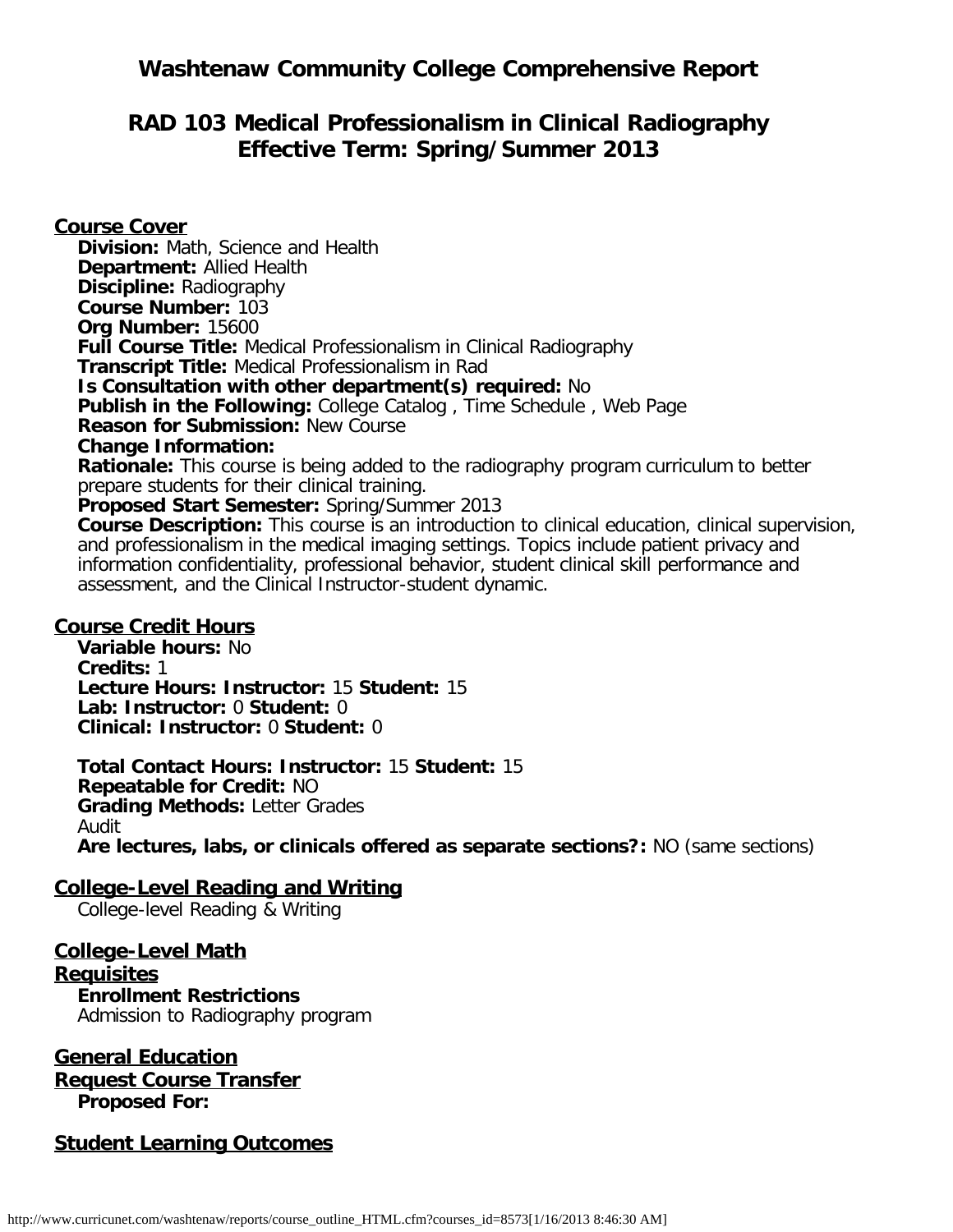# Washtenaw Community College Comprehensive Report

## RAD 103 Medical Professionalism in Clinical Radiography
## Effective Term: Spring/Summer 2013

### Course Cover

**Division:** Math, Science and Health
**Department:** Allied Health
**Discipline:** Radiography
**Course Number:** 103
**Org Number:** 15600
**Full Course Title:** Medical Professionalism in Clinical Radiography
**Transcript Title:** Medical Professionalism in Rad
**Is Consultation with other department(s) required:** No
**Publish in the Following:** College Catalog , Time Schedule , Web Page
**Reason for Submission:** New Course
**Change Information:**
**Rationale:** This course is being added to the radiography program curriculum to better prepare students for their clinical training.
**Proposed Start Semester:** Spring/Summer 2013
**Course Description:** This course is an introduction to clinical education, clinical supervision, and professionalism in the medical imaging settings. Topics include patient privacy and information confidentiality, professional behavior, student clinical skill performance and assessment, and the Clinical Instructor-student dynamic.

### Course Credit Hours

**Variable hours:** No
**Credits:** 1
**Lecture Hours: Instructor:** 15 **Student:** 15
**Lab: Instructor:** 0 **Student:** 0
**Clinical: Instructor:** 0 **Student:** 0

**Total Contact Hours: Instructor:** 15 **Student:** 15
**Repeatable for Credit:** NO
**Grading Methods:** Letter Grades
Audit
**Are lectures, labs, or clinicals offered as separate sections?:** NO (same sections)

### College-Level Reading and Writing

College-level Reading & Writing

### College-Level Math

### Requisites

**Enrollment Restrictions**
Admission to Radiography program

### General Education

### Request Course Transfer

**Proposed For:**

### Student Learning Outcomes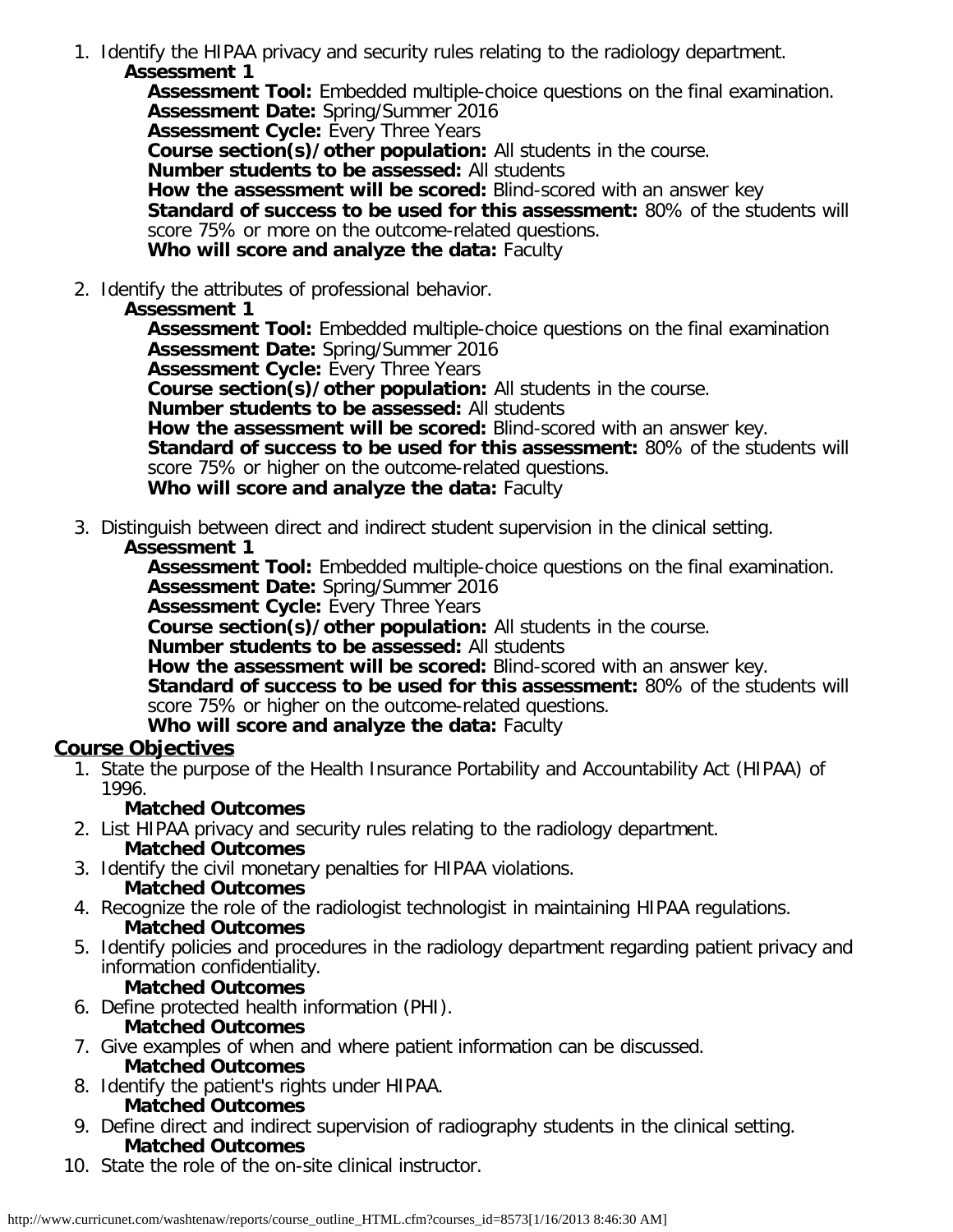1. Identify the HIPAA privacy and security rules relating to the radiology department.
   - **Assessment 1**
     - **Assessment Tool:** Embedded multiple-choice questions on the final examination.
     - **Assessment Date:** Spring/Summer 2016
     - **Assessment Cycle:** Every Three Years
     - **Course section(s)/other population:** All students in the course.
     - **Number students to be assessed:** All students
     - **How the assessment will be scored:** Blind-scored with an answer key
     - **Standard of success to be used for this assessment:** 80% of the students will score 75% or more on the outcome-related questions.
     - **Who will score and analyze the data:** Faculty
2. Identify the attributes of professional behavior.
   - **Assessment 1**
     - **Assessment Tool:** Embedded multiple-choice questions on the final examination
     - **Assessment Date:** Spring/Summer 2016
     - **Assessment Cycle:** Every Three Years
     - **Course section(s)/other population:** All students in the course.
     - **Number students to be assessed:** All students
     - **How the assessment will be scored:** Blind-scored with an answer key.
     - **Standard of success to be used for this assessment:** 80% of the students will score 75% or higher on the outcome-related questions.
     - **Who will score and analyze the data:** Faculty
3. Distinguish between direct and indirect student supervision in the clinical setting.
   - **Assessment 1**
     - **Assessment Tool:** Embedded multiple-choice questions on the final examination.
     - **Assessment Date:** Spring/Summer 2016
     - **Assessment Cycle:** Every Three Years
     - **Course section(s)/other population:** All students in the course.
     - **Number students to be assessed:** All students
     - **How the assessment will be scored:** Blind-scored with an answer key.
     - **Standard of success to be used for this assessment:** 80% of the students will score 75% or higher on the outcome-related questions.
     - **Who will score and analyze the data:** Faculty

## Course Objectives

1. State the purpose of the Health Insurance Portability and Accountability Act (HIPAA) of 1996.
   - **Matched Outcomes**
2. List HIPAA privacy and security rules relating to the radiology department.
   - **Matched Outcomes**
3. Identify the civil monetary penalties for HIPAA violations.
   - **Matched Outcomes**
4. Recognize the role of the radiologist technologist in maintaining HIPAA regulations.
   - **Matched Outcomes**
5. Identify policies and procedures in the radiology department regarding patient privacy and information confidentiality.
   - **Matched Outcomes**
6. Define protected health information (PHI).
   - **Matched Outcomes**
7. Give examples of when and where patient information can be discussed.
   - **Matched Outcomes**
8. Identify the patient's rights under HIPAA.
   - **Matched Outcomes**
9. Define direct and indirect supervision of radiography students in the clinical setting.
   - **Matched Outcomes**
10. State the role of the on-site clinical instructor.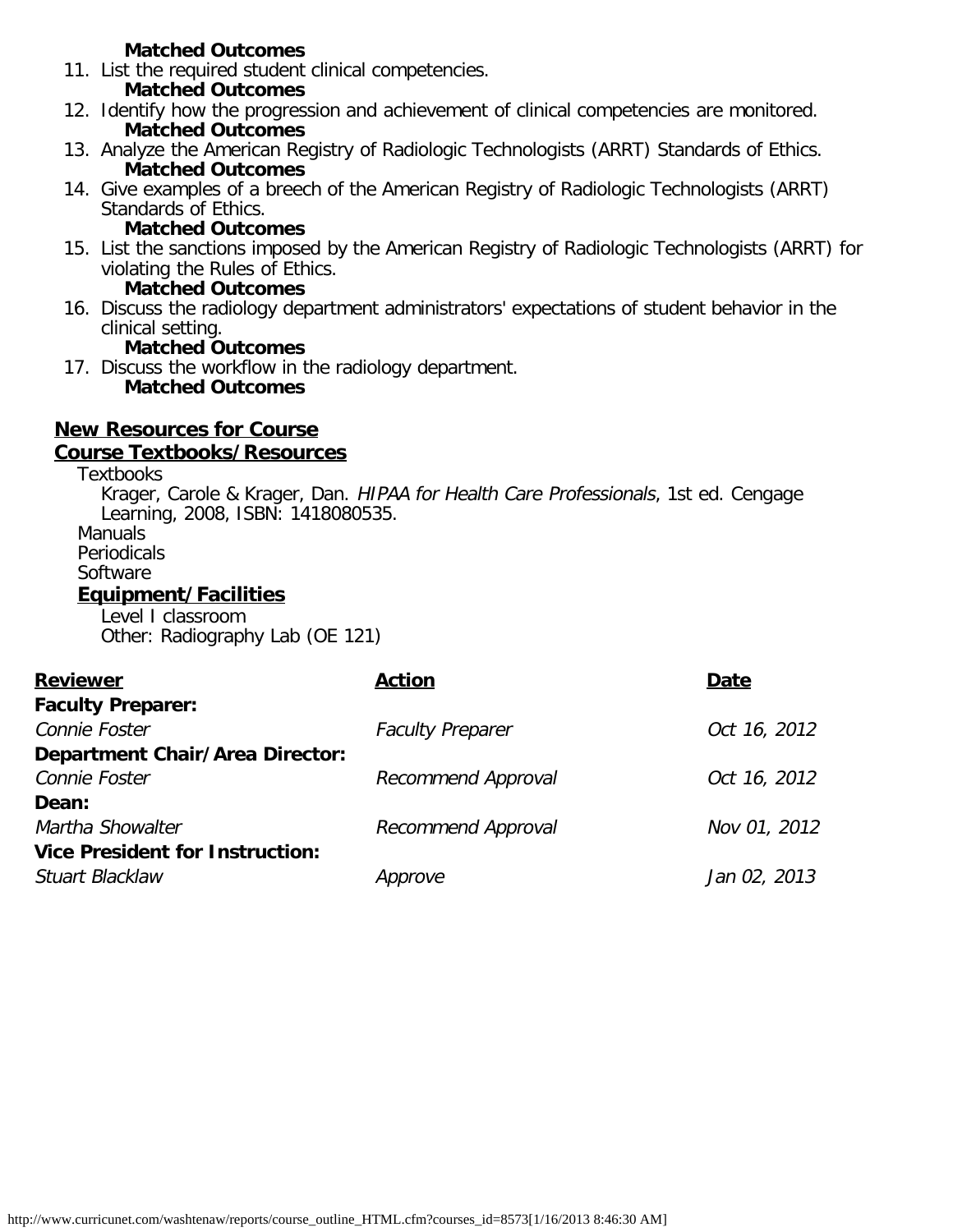**Matched Outcomes**

11. List the required student clinical competencies.
    **Matched Outcomes**
12. Identify how the progression and achievement of clinical competencies are monitored.
    **Matched Outcomes**
13. Analyze the American Registry of Radiologic Technologists (ARRT) Standards of Ethics.
    **Matched Outcomes**
14. Give examples of a breech of the American Registry of Radiologic Technologists (ARRT) Standards of Ethics.
    **Matched Outcomes**
15. List the sanctions imposed by the American Registry of Radiologic Technologists (ARRT) for violating the Rules of Ethics.
    **Matched Outcomes**
16. Discuss the radiology department administrators' expectations of student behavior in the clinical setting.
    **Matched Outcomes**
17. Discuss the workflow in the radiology department.
    **Matched Outcomes**

**New Resources for Course**

**Course Textbooks/Resources**

Textbooks

Krager, Carole & Krager, Dan. *HIPAA for Health Care Professionals*, 1st ed. Cengage Learning, 2008, ISBN: 1418080535.

Manuals

Periodicals

Software

**Equipment/Facilities**

Level I classroom

Other: Radiography Lab (OE 121)

| Reviewer | Action | Date |
|---|---|---|
| **Faculty Preparer:** | | |
| *Connie Foster* | *Faculty Preparer* | *Oct 16, 2012* |
| **Department Chair/Area Director:** | | |
| *Connie Foster* | *Recommend Approval* | *Oct 16, 2012* |
| **Dean:** | | |
| *Martha Showalter* | *Recommend Approval* | *Nov 01, 2012* |
| **Vice President for Instruction:** | | |
| *Stuart Blacklaw* | *Approve* | *Jan 02, 2013* |